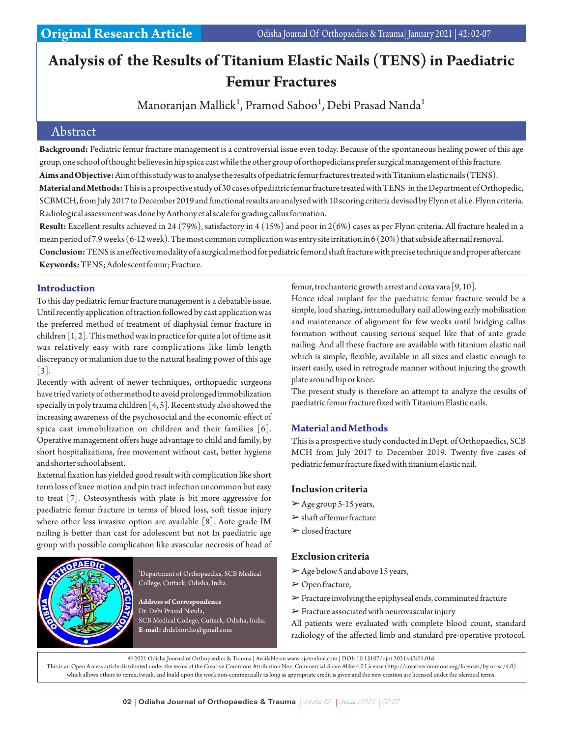Original Research Article

# Analysis of the Results of Titanium Elastic Nails (TENS) in Paediatric Femur Fractures

Manoranjan Mallick[1], Pramod Sahoo[1], Debi Prasad Nanda[1]

## Abstract

**Background:** Pediatric femur fracture management is a controversial issue even today. Because of the spontaneous healing power of this age group, one school of thought believes in hip spica cast while the other group of orthopedicians prefer surgical management of this fracture.

**Aims and Objective:** Aim of this study was to analyse the results of pediatric femur fractures treated with Titanium elastic nails (TENS).

**Material and Methods:** This is a prospective study of 30 cases of pediatric femur fracture treated with TENS in the Department of Orthopedic, SCBMCH, from July 2017 to December 2019 and functional results are analysed with 10 scoring criteria devised by Flynn et al i.e. Flynn criteria. Radiological assessment was done by Anthony et al scale for grading callus formation.

**Result:** Excellent results achieved in 24 (79%), satisfactory in 4 (15%) and poor in 2(6%) cases as per Flynn criteria. All fracture healed in a mean period of 7.9 weeks (6-12 week). The most common complication was entry site irritation in 6 (20%) that subside after nail removal.

**Conclusion:** TENS is an effective modality of a surgical method for pediatric femoral shaft fracture with precise technique and proper aftercare

**Keywords:** TENS; Adolescent femur; Fracture.

## Introduction

To this day pediatric femur fracture management is a debatable issue. Until recently application of traction followed by cast application was the preferred method of treatment of diaphysial femur fracture in children [1, 2]. This method was in practice for quite a lot of time as it was relatively easy with rare complications like limb length discrepancy or malunion due to the natural healing power of this age [3].

Recently with advent of newer techniques, orthopaedic surgeons have tried variety of other method to avoid prolonged immobilization specially in poly trauma children [4, 5]. Recent study also showed the increasing awareness of the psychosocial and the economic effect of spica cast immobilization on children and their families [6]. Operative management offers huge advantage to child and family, by short hospitalizations, free movement without cast, better hygiene and shorter school absent.

External fixation has yielded good result with complication like short term loss of knee motion and pin tract infection uncommon but easy to treat [7]. Osteosynthesis with plate is bit more aggressive for paediatric femur fracture in terms of blood loss, soft tissue injury where other less invasive option are available [8]. Ante grade IM nailing is better than cast for adolescent but not In paediatric age group with possible complication like avascular necrosis of head of femur, trochanteric growth arrest and coxa vara [9, 10].

Hence ideal implant for the paediatric femur fracture would be a simple, load sharing, intramedullary nail allowing early mobilisation and maintenance of alignment for few weeks until bridging callus formation without causing serious sequel like that of ante grade nailing. And all these fracture are available with titanium elastic nail which is simple, flexible, available in all sizes and elastic enough to insert easily, used in retrograde manner without injuring the growth plate around hip or knee.

The present study is therefore an attempt to analyze the results of paediatric femur fracture fixed with Titanium Elastic nails.

## Material and Methods

This is a prospective study conducted in Dept. of Orthopaedics, SCB MCH from July 2017 to December 2019. Twenty five cases of pediatric femur fracture fixed with titanium elastic nail.

### Inclusion criteria

- Age group 5-15 years,
- shaft of femur fracture
- closed fracture

### Exclusion criteria

- Age below 5 and above 15 years,
- Open fracture,
- Fracture involving the epiphyseal ends, comminuted fracture
- Fracture associated with neurovascular injury

All patients were evaluated with complete blood count, standard radiology of the affected limb and standard pre-operative protocol.

[1]Department of Orthopaedics, SCB Medical College, Cuttack, Odisha, India.

**Address of Correspondence**
Dr. Debi Prasad Nanda,
SCB Medical College, Cuttack, Odisha, India.
**E-mail:** drdebiortho@gmail.com

© 2021 Odisha Journal of Orthopaedics & Trauma | Available on www.ojotonline.com | DOI: 10.13107/ojot.2021.v42i01.016
This is an Open Access article distributed under the terms of the Creative Commons Attribution Non-Commercial-Share Alike 4.0 License (http://creativecommons.org/licenses/by-nc-sa/4.0) which allows others to remix, tweak, and build upon the work non-commercially as long as appropriate credit is given and the new creation are licensed under the identical terms.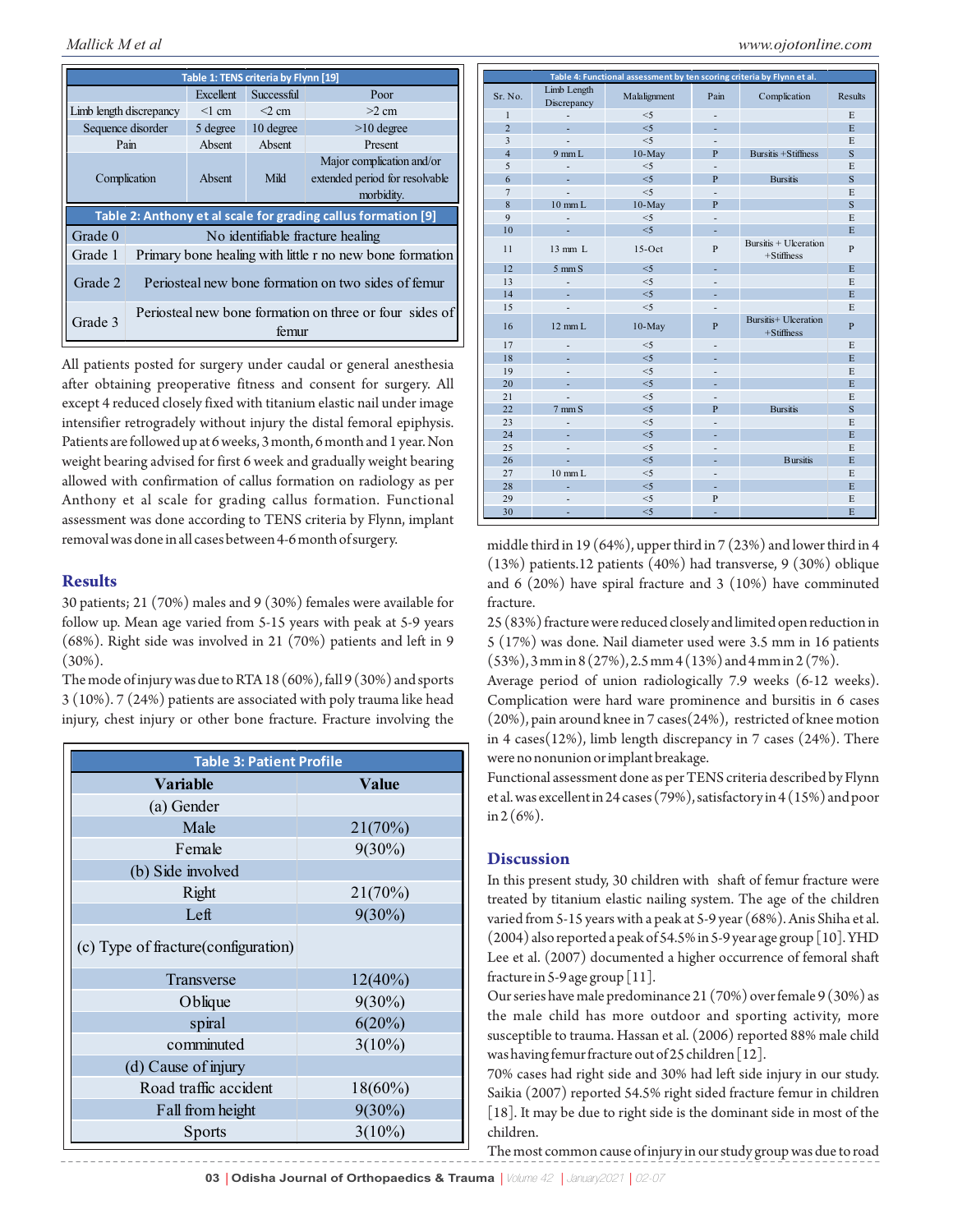| Table 1: TENS criteria by Flynn [19] | | | |
|---|---|---|---|
| | Excellent | Successful | Poor |
| Limb length discrepancy | <1 cm | <2 cm | >2 cm |
| Sequence disorder | 5 degree | 10 degree | >10 degree |
| Pain | Absent | Absent | Present |
| Complication | Absent | Mild | Major complication and/or extended period for resolvable morbidity. |

| Table 2: Anthony et al scale for grading callus formation [9] | |
|---|---|
| Grade 0 | No identifiable fracture healing |
| Grade 1 | Primary bone healing with little r no new bone formation |
| Grade 2 | Periosteal new bone formation on two sides of femur |
| Grade 3 | Periosteal new bone formation on three or four sides of femur |

All patients posted for surgery under caudal or general anesthesia after obtaining preoperative fitness and consent for surgery. All except 4 reduced closely fixed with titanium elastic nail under image intensifier retrogradely without injury the distal femoral epiphysis. Patients are followed up at 6 weeks, 3 month, 6 month and 1 year. Non weight bearing advised for first 6 week and gradually weight bearing allowed with confirmation of callus formation on radiology as per Anthony et al scale for grading callus formation. Functional assessment was done according to TENS criteria by Flynn, implant removal was done in all cases between 4-6 month of surgery.

## Results

30 patients; 21 (70%) males and 9 (30%) females were available for follow up. Mean age varied from 5-15 years with peak at 5-9 years (68%). Right side was involved in 21 (70%) patients and left in 9 (30%).

The mode of injury was due to RTA 18 (60%), fall 9 (30%) and sports 3 (10%). 7 (24%) patients are associated with poly trauma like head injury, chest injury or other bone fracture. Fracture involving the middle third in 19 (64%), upper third in 7 (23%) and lower third in 4 (13%) patients.12 patients (40%) had transverse, 9 (30%) oblique and 6 (20%) have spiral fracture and 3 (10%) have comminuted fracture.

| Table 3: Patient Profile | |
|---|---|
| Variable | Value |
| (a) Gender | |
| Male | 21(70%) |
| Female | 9(30%) |
| (b) Side involved | |
| Right | 21(70%) |
| Left | 9(30%) |
| (c) Type of fracture(configuration) | |
| Transverse | 12(40%) |
| Oblique | 9(30%) |
| spiral | 6(20%) |
| comminuted | 3(10%) |
| (d) Cause of injury | |
| Road traffic accident | 18(60%) |
| Fall from height | 9(30%) |
| Sports | 3(10%) |

| Table 4: Functional assessment by ten scoring criteria by Flynn et al. | | | | | |
|---|---|---|---|---|---|
| Sr. No. | Limb Length Discrepancy | Malalignment | Pain | Complication | Results |
| 1 | - | <5 | - | | E |
| 2 | - | <5 | - | | E |
| 3 | - | <5 | - | | E |
| 4 | 9 mm L | 10-May | P | Bursitis +Stiffness | S |
| 5 | - | <5 | - | | E |
| 6 | - | <5 | P | Bursitis | S |
| 7 | - | <5 | - | | E |
| 8 | 10 mm L | 10-May | P | | S |
| 9 | - | <5 | - | | E |
| 10 | - | <5 | - | | E |
| 11 | 13 mm L | 15-Oct | P | Bursitis + Ulceration +Stiffness | P |
| 12 | 5 mm S | <5 | - | | E |
| 13 | - | <5 | - | | E |
| 14 | - | <5 | - | | E |
| 15 | - | <5 | - | | E |
| 16 | 12 mm L | 10-May | P | Bursitis+ Ulceration +Stiffness | P |
| 17 | - | <5 | - | | E |
| 18 | - | <5 | - | | E |
| 19 | - | <5 | - | | E |
| 20 | - | <5 | - | | E |
| 21 | - | <5 | - | | E |
| 22 | 7 mm S | <5 | P | Bursitis | S |
| 23 | - | <5 | - | | E |
| 24 | - | <5 | - | | E |
| 25 | - | <5 | - | | E |
| 26 | - | <5 | - | Bursitis | E |
| 27 | 10 mm L | <5 | - | | E |
| 28 | - | <5 | - | | E |
| 29 | - | <5 | P | | E |
| 30 | - | <5 | - | | E |

25 (83%) fracture were reduced closely and limited open reduction in 5 (17%) was done. Nail diameter used were 3.5 mm in 16 patients (53%), 3 mm in 8 (27%), 2.5 mm 4 (13%) and 4 mm in 2 (7%).

Average period of union radiologically 7.9 weeks (6-12 weeks). Complication were hard ware prominence and bursitis in 6 cases (20%), pain around knee in 7 cases(24%), restricted of knee motion in 4 cases(12%), limb length discrepancy in 7 cases (24%). There were no nonunion or implant breakage.

Functional assessment done as per TENS criteria described by Flynn et al. was excellent in 24 cases (79%), satisfactory in 4 (15%) and poor in 2 (6%).

## Discussion

In this present study, 30 children with shaft of femur fracture were treated by titanium elastic nailing system. The age of the children varied from 5-15 years with a peak at 5-9 year (68%). Anis Shiha et al. (2004) also reported a peak of 54.5% in 5-9 year age group [10]. YHD Lee et al. (2007) documented a higher occurrence of femoral shaft fracture in 5-9 age group [11].

Our series have male predominance 21 (70%) over female 9 (30%) as the male child has more outdoor and sporting activity, more susceptible to trauma. Hassan et al. (2006) reported 88% male child was having femur fracture out of 25 children [12].

70% cases had right side and 30% had left side injury in our study. Saikia (2007) reported 54.5% right sided fracture femur in children [18]. It may be due to right side is the dominant side in most of the children.

The most common cause of injury in our study group was due to road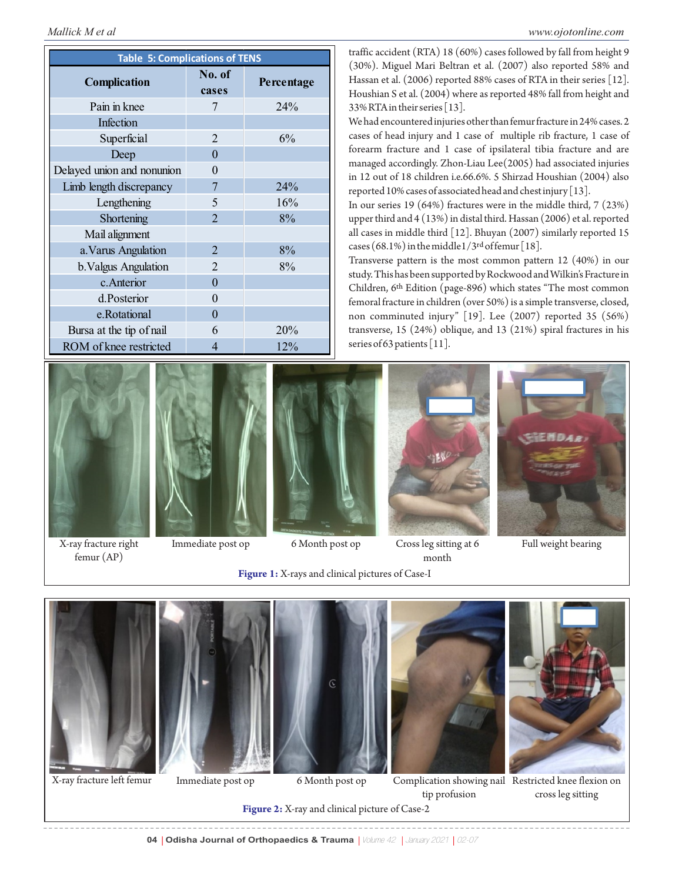**Table 5: Complications of TENS**

| Complication | No. of cases | Percentage |
|---|---|---|
| Pain in knee | 7 | 24% |
| Infection | | |
| Superficial | 2 | 6% |
| Deep | 0 | |
| Delayed union and nonunion | 0 | |
| Limb length discrepancy | 7 | 24% |
| Lengthening | 5 | 16% |
| Shortening | 2 | 8% |
| Mail alignment | | |
| a.Varus Angulation | 2 | 8% |
| b.Valgus Angulation | 2 | 8% |
| c.Anterior | 0 | |
| d.Posterior | 0 | |
| e.Rotational | 0 | |
| Bursa at the tip of nail | 6 | 20% |
| ROM of knee restricted | 4 | 12% |

traffic accident (RTA) 18 (60%) cases followed by fall from height 9 (30%). Miguel Mari Beltran et al. (2007) also reported 58% and Hassan et al. (2006) reported 88% cases of RTA in their series [12]. Houshian S et al. (2004) where as reported 48% fall from height and 33% RTA in their series [13].

We had encountered injuries other than femur fracture in 24% cases. 2 cases of head injury and 1 case of multiple rib fracture, 1 case of forearm fracture and 1 case of ipsilateral tibia fracture and are managed accordingly. Zhon-Liau Lee(2005) had associated injuries in 12 out of 18 children i.e.66.6%. 5 Shirzad Houshian (2004) also reported 10% cases of associated head and chest injury [13].

In our series 19 (64%) fractures were in the middle third, 7 (23%) upper third and 4 (13%) in distal third. Hassan (2006) et al. reported all cases in middle third [12]. Bhuyan (2007) similarly reported 15 cases (68.1%) in the middle 1/3rd of femur [18].

Transverse pattern is the most common pattern 12 (40%) in our study. This has been supported by Rockwood and Wilkin's Fracture in Children, 6th Edition (page-896) which states "The most common femoral fracture in children (over 50%) is a simple transverse, closed, non comminuted injury" [19]. Lee (2007) reported 35 (56%) transverse, 15 (24%) oblique, and 13 (21%) spiral fractures in his series of 63 patients [11].

X-ray fracture right femur (AP) | Immediate post op | 6 Month post op | Cross leg sitting at 6 month | Full weight bearing

**Figure 1:** X-rays and clinical pictures of Case-I

X-ray fracture left femur | Immediate post op | 6 Month post op | Complication showing nail tip profusion | Restricted knee flexion on cross leg sitting

**Figure 2:** X-ray and clinical picture of Case-2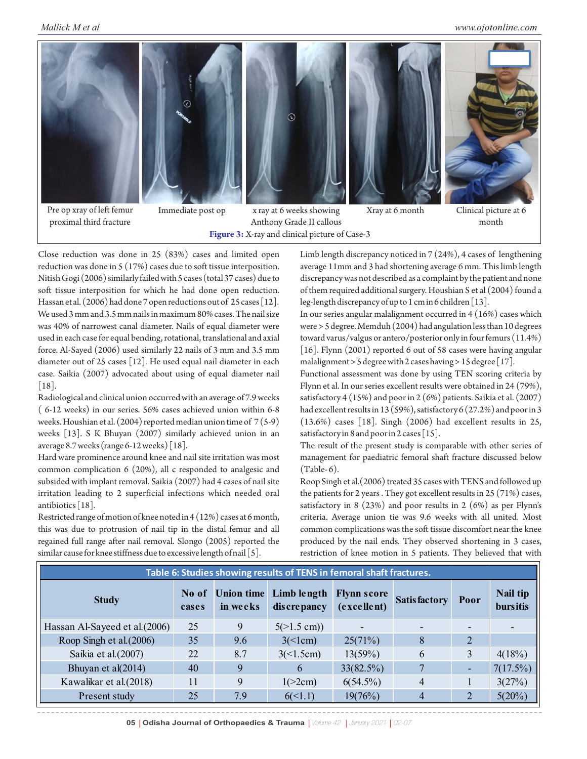Pre op xray of left femur proximal third fracture

Immediate post op

x ray at 6 weeks showing Anthony Grade II callous

Xray at 6 month

Clinical picture at 6 month

**Figure 3:** X-ray and clinical picture of Case-3

Close reduction was done in 25 (83%) cases and limited open reduction was done in 5 (17%) cases due to soft tissue interposition. Nitish Gogi (2006) similarly failed with 5 cases (total 37 cases) due to soft tissue interposition for which he had done open reduction. Hassan et al. (2006) had done 7 open reductions out of 25 cases [12]. We used 3 mm and 3.5 mm nails in maximum 80% cases. The nail size was 40% of narrowest canal diameter. Nails of equal diameter were used in each case for equal bending, rotational, translational and axial force. Al-Sayed (2006) used similarly 22 nails of 3 mm and 3.5 mm diameter out of 25 cases [12]. He used equal nail diameter in each case. Saikia (2007) advocated about using of equal diameter nail [18].

Radiological and clinical union occurred with an average of 7.9 weeks ( 6-12 weeks) in our series. 56% cases achieved union within 6-8 weeks. Houshian et al. (2004) reported median union time of 7 (5-9) weeks [13]. S K Bhuyan (2007) similarly achieved union in an average 8.7 weeks (range 6-12 weeks) [18].

Hard ware prominence around knee and nail site irritation was most common complication 6 (20%), all c responded to analgesic and subsided with implant removal. Saikia (2007) had 4 cases of nail site irritation leading to 2 superficial infections which needed oral antibiotics [18].

Restricted range of motion of knee noted in 4 (12%) cases at 6 month, this was due to protrusion of nail tip in the distal femur and all regained full range after nail removal. Slongo (2005) reported the similar cause for knee stiffness due to excessive length of nail [5].

Limb length discrepancy noticed in 7 (24%), 4 cases of lengthening average 11mm and 3 had shortening average 6 mm. This limb length discrepancy was not described as a complaint by the patient and none of them required additional surgery. Houshian S et al (2004) found a leg-length discrepancy of up to 1 cm in 6 children [13].

In our series angular malalignment occurred in 4 (16%) cases which were > 5 degree. Memduh (2004) had angulation less than 10 degrees toward varus/valgus or antero/posterior only in four femurs (11.4%) [16]. Flynn (2001) reported 6 out of 58 cases were having angular malalignment > 5 degree with 2 cases having > 15 degree [17].

Functional assessment was done by using TEN scoring criteria by Flynn et al. In our series excellent results were obtained in 24 (79%), satisfactory 4 (15%) and poor in 2 (6%) patients. Saikia et al. (2007) had excellent results in 13 (59%), satisfactory 6 (27.2%) and poor in 3 (13.6%) cases [18]. Singh (2006) had excellent results in 25, satisfactory in 8 and poor in 2 cases [15].

The result of the present study is comparable with other series of management for paediatric femoral shaft fracture discussed below (Table-6).

Roop Singh et al.(2006) treated 35 cases with TENS and followed up the patients for 2 years . They got excellent results in 25 (71%) cases, satisfactory in 8 (23%) and poor results in 2 (6%) as per Flynn's criteria. Average union tie was 9.6 weeks with all united. Most common complications was the soft tissue discomfort near the knee produced by the nail ends. They observed shortening in 3 cases, restriction of knee motion in 5 patients. They believed that with

**Table 6: Studies showing results of TENS in femoral shaft fractures.**

| Study | No of cases | Union time in weeks | Limb length discrepancy | Flynn score (excellent) | Satisfactory | Poor | Nail tip bursitis |
|---|---|---|---|---|---|---|---|
| Hassan Al-Sayeed et al.(2006) | 25 | 9 | 5(>1.5 cm)) | - | - | - | - |
| Roop Singh et al.(2006) | 35 | 9.6 | 3(<1cm) | 25(71%) | 8 | 2 | |
| Saikia et al.(2007) | 22 | 8.7 | 3(<1.5cm) | 13(59%) | 6 | 3 | 4(18%) |
| Bhuyan et al(2014) | 40 | 9 | 6 | 33(82.5%) | 7 | - | 7(17.5%) |
| Kawalikar et al.(2018) | 11 | 9 | 1(>2cm) | 6(54.5%) | 4 | 1 | 3(27%) |
| Present study | 25 | 7.9 | 6(<1.1) | 19(76%) | 4 | 2 | 5(20%) |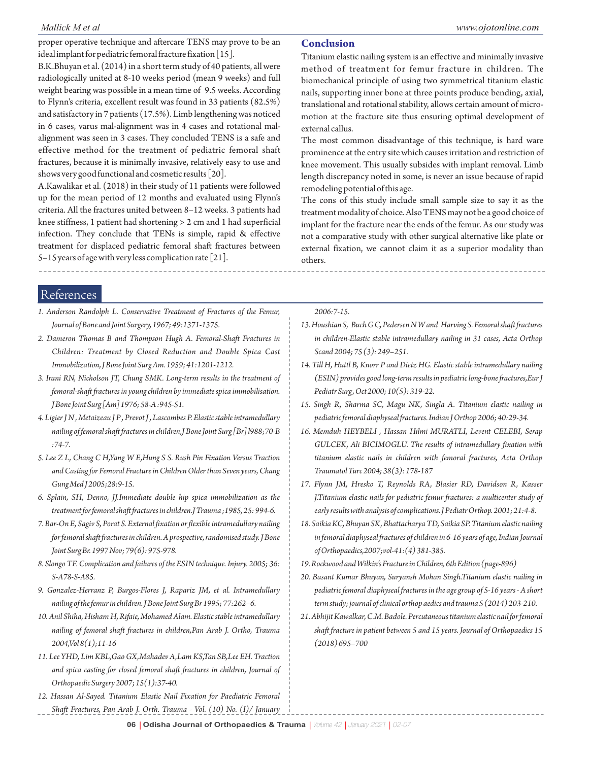proper operative technique and aftercare TENS may prove to be an ideal implant for pediatric femoral fracture fixation [15].

B.K.Bhuyan et al. (2014) in a short term study of 40 patients, all were radiologically united at 8-10 weeks period (mean 9 weeks) and full weight bearing was possible in a mean time of 9.5 weeks. According to Flynn's criteria, excellent result was found in 33 patients (82.5%) and satisfactory in 7 patients (17.5%). Limb lengthening was noticed in 6 cases, varus mal-alignment was in 4 cases and rotational mal-alignment was seen in 3 cases. They concluded TENS is a safe and effective method for the treatment of pediatric femoral shaft fractures, because it is minimally invasive, relatively easy to use and shows very good functional and cosmetic results [20].

A.Kawalikar et al. (2018) in their study of 11 patients were followed up for the mean period of 12 months and evaluated using Flynn's criteria. All the fractures united between 8–12 weeks. 3 patients had knee stiffness, 1 patient had shortening > 2 cm and 1 had superficial infection. They conclude that TENs is simple, rapid & effective treatment for displaced pediatric femoral shaft fractures between 5–15 years of age with very less complication rate [21].

## Conclusion

Titanium elastic nailing system is an effective and minimally invasive method of treatment for femur fracture in children. The biomechanical principle of using two symmetrical titanium elastic nails, supporting inner bone at three points produce bending, axial, translational and rotational stability, allows certain amount of micro-motion at the fracture site thus ensuring optimal development of external callus.

The most common disadvantage of this technique, is hard ware prominence at the entry site which causes irritation and restriction of knee movement. This usually subsides with implant removal. Limb length discrepancy noted in some, is never an issue because of rapid remodeling potential of this age.

The cons of this study include small sample size to say it as the treatment modality of choice. Also TENS may not be a good choice of implant for the fracture near the ends of the femur. As our study was not a comparative study with other surgical alternative like plate or external fixation, we cannot claim it as a superior modality than others.

## References

1. *Anderson Randolph L. Conservative Treatment of Fractures of the Femur, Journal of Bone and Joint Surgery, 1967; 49:1371-1375.*
2. *Dameron Thomas B and Thompson Hugh A. Femoral-Shaft Fractures in Children: Treatment by Closed Reduction and Double Spica Cast Immobilization, J Bone Joint Surg Am. 1959; 41:1201-1212.*
3. *Irani RN, Nicholson JT, Chung SMK. Long-term results in the treatment of femoral-shaft fractures in young children by immediate spica immobilisation. J Bone Joint Surg [Am] 1976; 58-A :945-51.*
4. *Ligier J N , Metaizeau J P , Prevot J , Lascombes P. Elastic stable intramedullary nailing of femoral shaft fractures in children,J Bone Joint Surg [Br] l988;70-B :74-7.*
5. *Lee Z L, Chang C H,Yang W E,Hung S S. Rush Pin Fixation Versus Traction and Casting for Femoral Fracture in Children Older than Seven years, Chang Gung Med J 2005;28:9-15.*
6. *Splain, SH, Denno, JJ.Immediate double hip spica immobilization as the treatment for femoral shaft fractures in children.J Trauma ;1985, 25: 994-6.*
7. *Bar-On E, Sagiv S, Porat S. External fixation or flexible intramedullary nailing for femoral shaft fractures in children. A prospective, randomised study. J Bone Joint Surg Br. 1997 Nov; 79(6): 975-978.*
8. *Slongo TF. Complication and failures of the ESIN technique. Injury. 2005; 36: S-A78-S-A85.*
9. *Gonzalez-Herranz P, Burgos-Flores J, Rapariz JM, et al. Intramedullary nailing of the femur in children. J Bone Joint Surg Br 1995; 77:262–6.*
10. *Anil Shiha, Hisham H, Rifaie, Mohamed Alam. Elastic stable intramedullary nailing of femoral shaft fractures in children,Pan Arab J. Ortho, Trauma 2004,Vol 8(1);11-16*
11. *Lee YHD, Lim KBL,Gao GX,Mahadev A,Lam KS,Tan SB,Lee EH. Traction and spica casting for closed femoral shaft fractures in children, Journal of Orthopaedic Surgery 2007; 15(1):37-40.*
12. *Hassan Al-Sayed. Titanium Elastic Nail Fixation for Paediatric Femoral Shaft Fractures, Pan Arab J. Orth. Trauma - Vol. (10) No. (I)/ January 2006:7-15.*
13. *Houshian S, Buch G C, Pedersen N W and Harving S. Femoral shaft fractures in children-Elastic stable intramedullary nailing in 31 cases, Acta Orthop Scand 2004; 75 (3): 249–251.*
14. *Till H, Huttl B, Knorr P and Dietz HG. Elastic stable intramedullary nailing (ESIN) provides good long-term results in pediatric long-bone fractures,Eur J Pediatr Surg, Oct 2000; 10(5): 319-22.*
15. *Singh R, Sharma SC, Magu NK, Singla A. Titanium elastic nailing in pediatric femoral diaphyseal fractures. Indian J Orthop 2006; 40:29-34.*
16. *Memduh HEYBELI , Hassan Hilmi MURATLI, Levent CELEBI, Serap GULCEK, Ali BICIMOGLU. The results of intramedullary fixation with titanium elastic nails in children with femoral fractures, Acta Orthop Traumatol Turc 2004; 38(3): 178-187*
17. *Flynn JM, Hresko T, Reynolds RA, Blasier RD, Davidson R, Kasser J.Titanium elastic nails for pediatric femur fractures: a multicenter study of early results with analysis of complications. J Pediatr Orthop. 2001; 21:4-8.*
18. *Saikia KC, Bhuyan SK, Bhattacharya TD, Saikia SP. Titanium elastic nailing in femoral diaphyseal fractures of children in 6-16 years of age, Indian Journal of Orthopaedics,2007;vol-41:(4) 381-385.*
19. *Rockwood and Wilkin's Fracture in Children, 6th Edition (page-896)*
20. *Basant Kumar Bhuyan, Suryansh Mohan Singh.Titanium elastic nailing in pediatric femoral diaphyseal fractures in the age group of 5-16 years - A short term study; journal of clinical orthop aedics and trauma 5 (2014) 203-210.*
21. *Abhijit Kawalkar, C.M. Badole. Percutaneous titanium elastic nail for femoral shaft fracture in patient between 5 and 15 years. Journal of Orthopaedics 15 (2018) 695–700*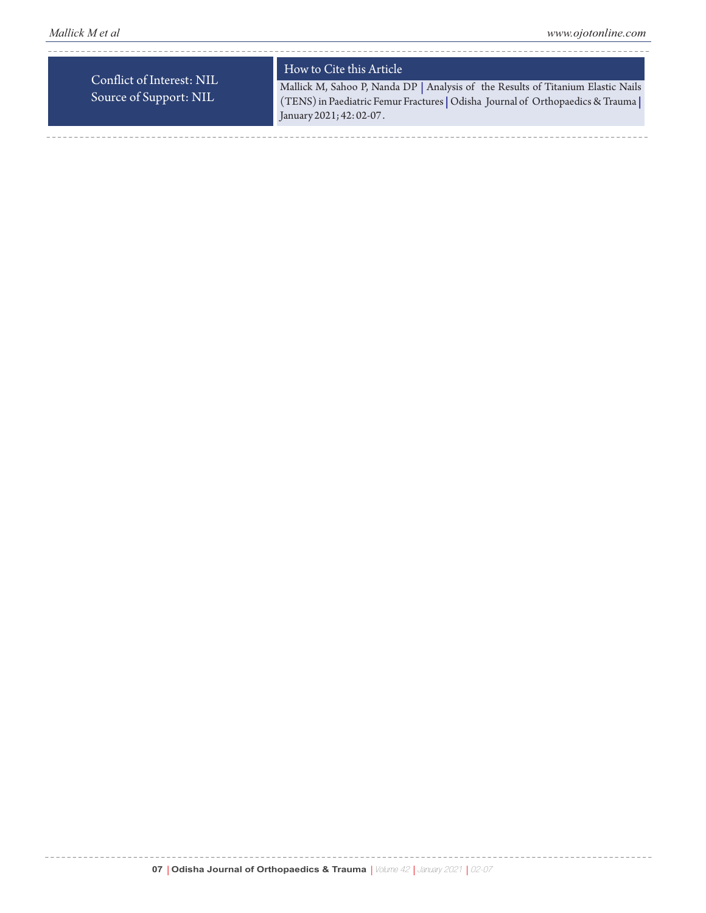Conflict of Interest: NIL
Source of Support: NIL

**How to Cite this Article**

Mallick M, Sahoo P, Nanda DP | Analysis of the Results of Titanium Elastic Nails (TENS) in Paediatric Femur Fractures | Odisha Journal of Orthopaedics & Trauma | January 2021; 42: 02-07.